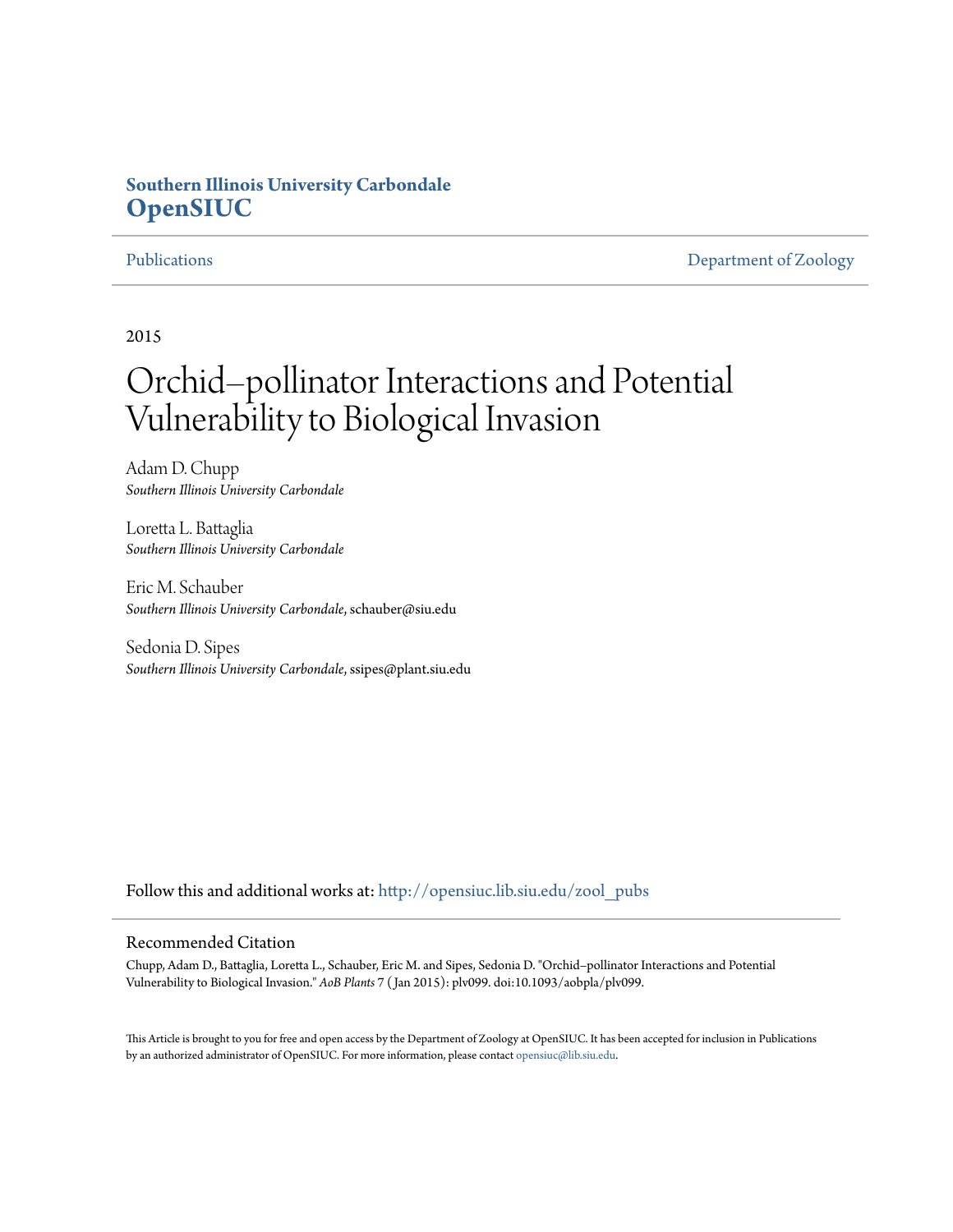**Southern Illinois University Carbondale**
**OpenSIUC**

Publications | Department of Zoology

2015

# Orchid–pollinator Interactions and Potential Vulnerability to Biological Invasion

Adam D. Chupp
*Southern Illinois University Carbondale*

Loretta L. Battaglia
*Southern Illinois University Carbondale*

Eric M. Schauber
*Southern Illinois University Carbondale*, schauber@siu.edu

Sedonia D. Sipes
*Southern Illinois University Carbondale*, ssipes@plant.siu.edu

Follow this and additional works at: http://opensiuc.lib.siu.edu/zool_pubs

## Recommended Citation

Chupp, Adam D., Battaglia, Loretta L., Schauber, Eric M. and Sipes, Sedonia D. "Orchid–pollinator Interactions and Potential Vulnerability to Biological Invasion." *AoB Plants* 7 (Jan 2015): plv099. doi:10.1093/aobpla/plv099.

This Article is brought to you for free and open access by the Department of Zoology at OpenSIUC. It has been accepted for inclusion in Publications by an authorized administrator of OpenSIUC. For more information, please contact opensiuc@lib.siu.edu.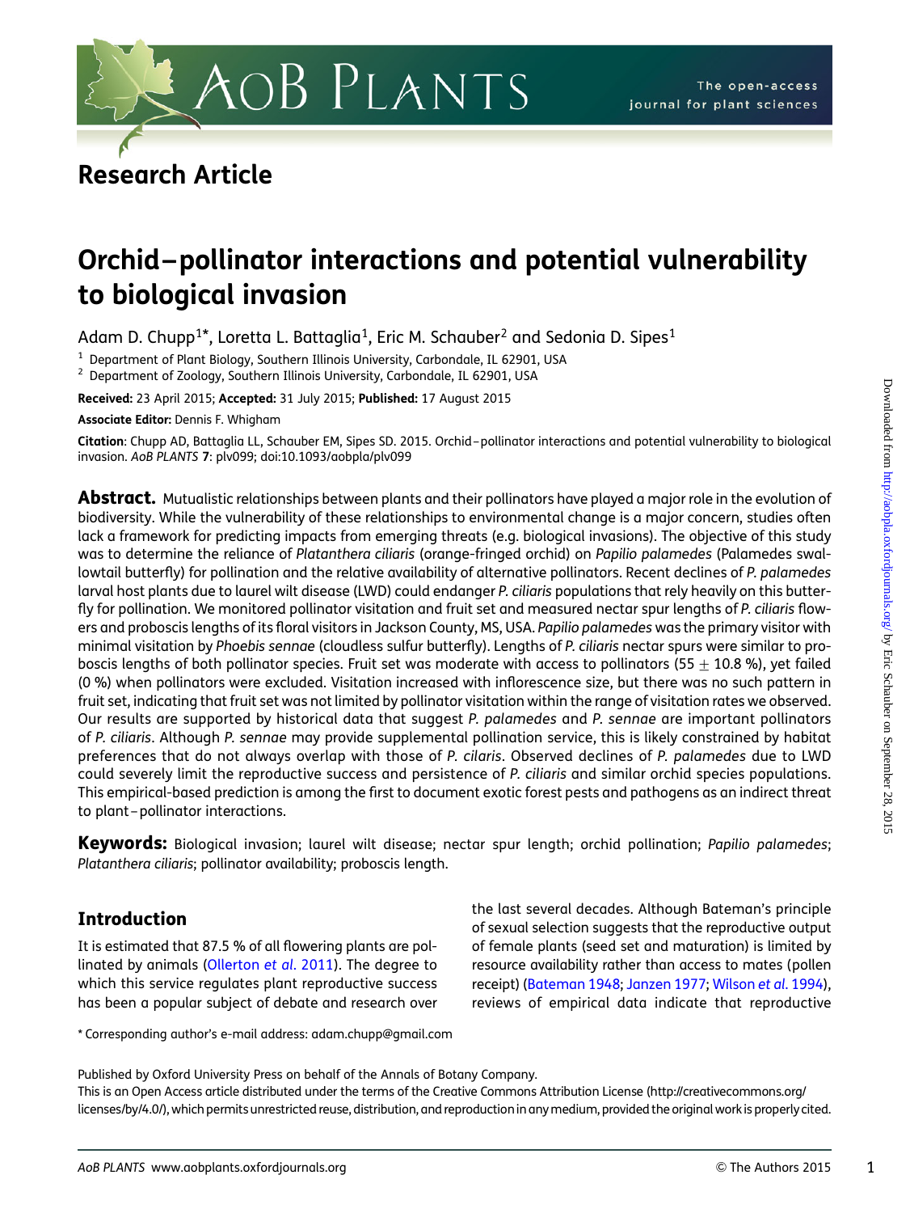# Research Article

# Orchid–pollinator interactions and potential vulnerability to biological invasion

Adam D. Chupp[1]*, Loretta L. Battaglia[1], Eric M. Schauber[2] and Sedonia D. Sipes[1]

[1] Department of Plant Biology, Southern Illinois University, Carbondale, IL 62901, USA
[2] Department of Zoology, Southern Illinois University, Carbondale, IL 62901, USA

**Received:** 23 April 2015; **Accepted:** 31 July 2015; **Published:** 17 August 2015

**Associate Editor:** Dennis F. Whigham

**Citation**: Chupp AD, Battaglia LL, Schauber EM, Sipes SD. 2015. Orchid–pollinator interactions and potential vulnerability to biological invasion. *AoB PLANTS* **7**: plv099; doi:10.1093/aobpla/plv099

**Abstract.** Mutualistic relationships between plants and their pollinators have played a major role in the evolution of biodiversity. While the vulnerability of these relationships to environmental change is a major concern, studies often lack a framework for predicting impacts from emerging threats (e.g. biological invasions). The objective of this study was to determine the reliance of *Platanthera ciliaris* (orange-fringed orchid) on *Papilio palamedes* (Palamedes swallowtail butterfly) for pollination and the relative availability of alternative pollinators. Recent declines of *P. palamedes* larval host plants due to laurel wilt disease (LWD) could endanger *P. ciliaris* populations that rely heavily on this butterfly for pollination. We monitored pollinator visitation and fruit set and measured nectar spur lengths of *P. ciliaris* flowers and proboscis lengths of its floral visitors in Jackson County, MS, USA. *Papilio palamedes* was the primary visitor with minimal visitation by *Phoebis sennae* (cloudless sulfur butterfly). Lengths of *P. ciliaris* nectar spurs were similar to proboscis lengths of both pollinator species. Fruit set was moderate with access to pollinators (55 $\pm$ 10.8 %), yet failed (0 %) when pollinators were excluded. Visitation increased with inflorescence size, but there was no such pattern in fruit set, indicating that fruit set was not limited by pollinator visitation within the range of visitation rates we observed. Our results are supported by historical data that suggest *P. palamedes* and *P. sennae* are important pollinators of *P. ciliaris*. Although *P. sennae* may provide supplemental pollination service, this is likely constrained by habitat preferences that do not always overlap with those of *P. cilaris*. Observed declines of *P. palamedes* due to LWD could severely limit the reproductive success and persistence of *P. ciliaris* and similar orchid species populations. This empirical-based prediction is among the first to document exotic forest pests and pathogens as an indirect threat to plant–pollinator interactions.

**Keywords:** Biological invasion; laurel wilt disease; nectar spur length; orchid pollination; *Papilio palamedes*; *Platanthera ciliaris*; pollinator availability; proboscis length.

## Introduction

It is estimated that 87.5 % of all flowering plants are pollinated by animals (Ollerton *et al*. 2011). The degree to which this service regulates plant reproductive success has been a popular subject of debate and research over the last several decades. Although Bateman's principle of sexual selection suggests that the reproductive output of female plants (seed set and maturation) is limited by resource availability rather than access to mates (pollen receipt) (Bateman 1948; Janzen 1977; Wilson *et al*. 1994), reviews of empirical data indicate that reproductive

* Corresponding author's e-mail address: adam.chupp@gmail.com

Published by Oxford University Press on behalf of the Annals of Botany Company.
This is an Open Access article distributed under the terms of the Creative Commons Attribution License (http://creativecommons.org/licenses/by/4.0/), which permits unrestricted reuse, distribution, and reproduction in any medium, provided the original work is properly cited.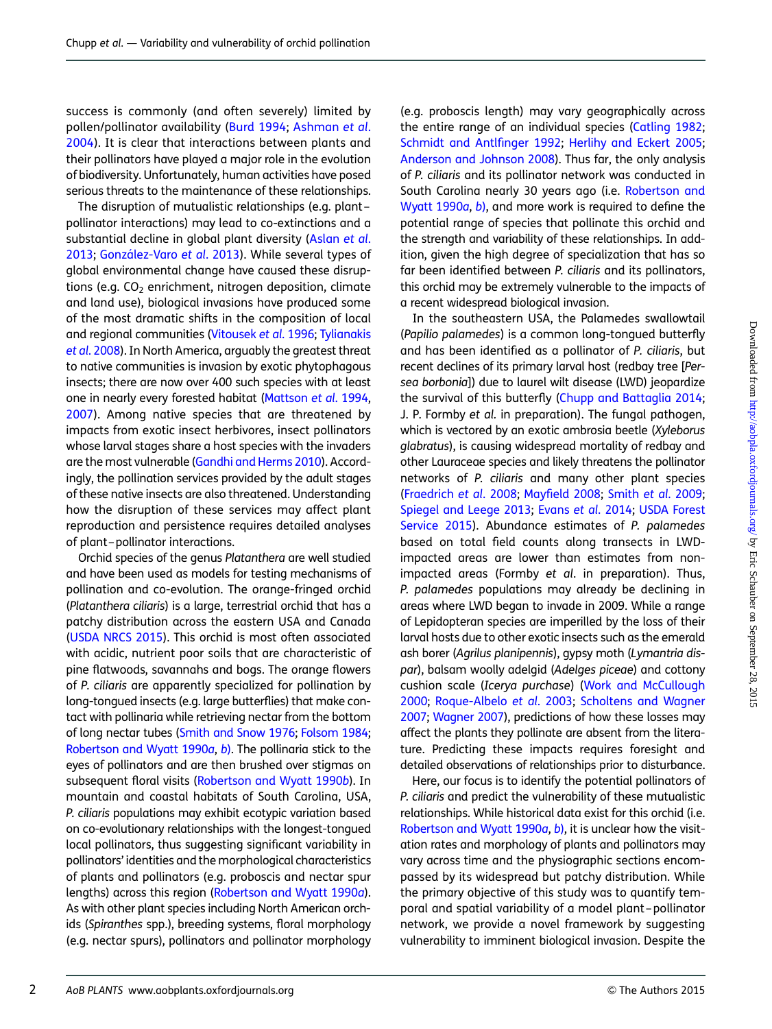success is commonly (and often severely) limited by pollen/pollinator availability (Burd 1994; Ashman *et al.* 2004). It is clear that interactions between plants and their pollinators have played a major role in the evolution of biodiversity. Unfortunately, human activities have posed serious threats to the maintenance of these relationships.

The disruption of mutualistic relationships (e.g. plant–pollinator interactions) may lead to co-extinctions and a substantial decline in global plant diversity (Aslan *et al.* 2013; González-Varo *et al.* 2013). While several types of global environmental change have caused these disruptions (e.g. $CO_2$ enrichment, nitrogen deposition, climate and land use), biological invasions have produced some of the most dramatic shifts in the composition of local and regional communities (Vitousek *et al.* 1996; Tylianakis *et al.* 2008). In North America, arguably the greatest threat to native communities is invasion by exotic phytophagous insects; there are now over 400 such species with at least one in nearly every forested habitat (Mattson *et al.* 1994, 2007). Among native species that are threatened by impacts from exotic insect herbivores, insect pollinators whose larval stages share a host species with the invaders are the most vulnerable (Gandhi and Herms 2010). Accordingly, the pollination services provided by the adult stages of these native insects are also threatened. Understanding how the disruption of these services may affect plant reproduction and persistence requires detailed analyses of plant–pollinator interactions.

Orchid species of the genus *Platanthera* are well studied and have been used as models for testing mechanisms of pollination and co-evolution. The orange-fringed orchid (*Platanthera ciliaris*) is a large, terrestrial orchid that has a patchy distribution across the eastern USA and Canada (USDA NRCS 2015). This orchid is most often associated with acidic, nutrient poor soils that are characteristic of pine flatwoods, savannahs and bogs. The orange flowers of *P. ciliaris* are apparently specialized for pollination by long-tongued insects (e.g. large butterflies) that make contact with pollinaria while retrieving nectar from the bottom of long nectar tubes (Smith and Snow 1976; Folsom 1984; Robertson and Wyatt 1990*a*, *b*). The pollinaria stick to the eyes of pollinators and are then brushed over stigmas on subsequent floral visits (Robertson and Wyatt 1990*b*). In mountain and coastal habitats of South Carolina, USA, *P. ciliaris* populations may exhibit ecotypic variation based on co-evolutionary relationships with the longest-tongued local pollinators, thus suggesting significant variability in pollinators' identities and the morphological characteristics of plants and pollinators (e.g. proboscis and nectar spur lengths) across this region (Robertson and Wyatt 1990*a*). As with other plant species including North American orchids (*Spiranthes* spp.), breeding systems, floral morphology (e.g. nectar spurs), pollinators and pollinator morphology (e.g. proboscis length) may vary geographically across the entire range of an individual species (Catling 1982; Schmidt and Antlfinger 1992; Herlihy and Eckert 2005; Anderson and Johnson 2008). Thus far, the only analysis of *P. ciliaris* and its pollinator network was conducted in South Carolina nearly 30 years ago (i.e. Robertson and Wyatt 1990*a*, *b*), and more work is required to define the potential range of species that pollinate this orchid and the strength and variability of these relationships. In addition, given the high degree of specialization that has so far been identified between *P. ciliaris* and its pollinators, this orchid may be extremely vulnerable to the impacts of a recent widespread biological invasion.

In the southeastern USA, the Palamedes swallowtail (*Papilio palamedes*) is a common long-tongued butterfly and has been identified as a pollinator of *P. ciliaris*, but recent declines of its primary larval host (redbay tree [*Persea borbonia*]) due to laurel wilt disease (LWD) jeopardize the survival of this butterfly (Chupp and Battaglia 2014; J. P. Formby *et al.* in preparation). The fungal pathogen, which is vectored by an exotic ambrosia beetle (*Xyleborus glabratus*), is causing widespread mortality of redbay and other Lauraceae species and likely threatens the pollinator networks of *P. ciliaris* and many other plant species (Fraedrich *et al.* 2008; Mayfield 2008; Smith *et al.* 2009; Spiegel and Leege 2013; Evans *et al.* 2014; USDA Forest Service 2015). Abundance estimates of *P. palamedes* based on total field counts along transects in LWD-impacted areas are lower than estimates from non-impacted areas (Formby *et al.* in preparation). Thus, *P. palamedes* populations may already be declining in areas where LWD began to invade in 2009. While a range of Lepidopteran species are imperilled by the loss of their larval hosts due to other exotic insects such as the emerald ash borer (*Agrilus planipennis*), gypsy moth (*Lymantria dispar*), balsam woolly adelgid (*Adelges piceae*) and cottony cushion scale (*Icerya purchase*) (Work and McCullough 2000; Roque-Albelo *et al.* 2003; Scholtens and Wagner 2007; Wagner 2007), predictions of how these losses may affect the plants they pollinate are absent from the literature. Predicting these impacts requires foresight and detailed observations of relationships prior to disturbance.

Here, our focus is to identify the potential pollinators of *P. ciliaris* and predict the vulnerability of these mutualistic relationships. While historical data exist for this orchid (i.e. Robertson and Wyatt 1990*a*, *b*), it is unclear how the visitation rates and morphology of plants and pollinators may vary across time and the physiographic sections encompassed by its widespread but patchy distribution. While the primary objective of this study was to quantify temporal and spatial variability of a model plant–pollinator network, we provide a novel framework by suggesting vulnerability to imminent biological invasion. Despite the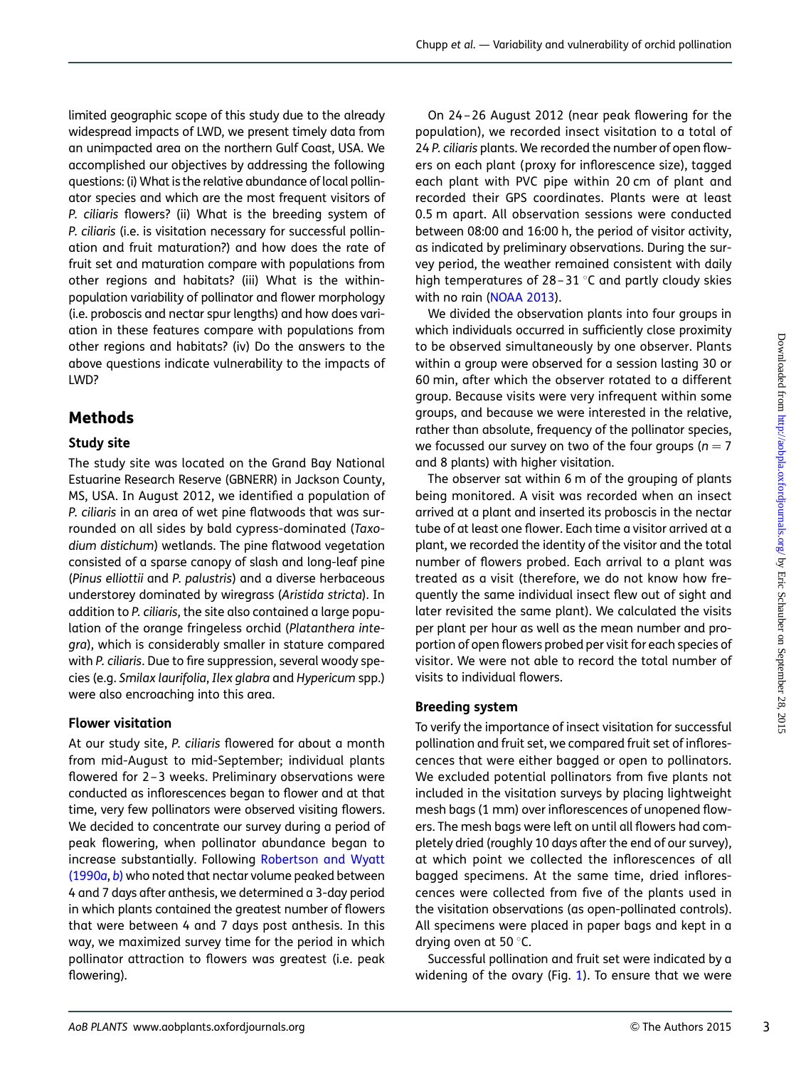limited geographic scope of this study due to the already widespread impacts of LWD, we present timely data from an unimpacted area on the northern Gulf Coast, USA. We accomplished our objectives by addressing the following questions: (i) What is the relative abundance of local pollinator species and which are the most frequent visitors of *P. ciliaris* flowers? (ii) What is the breeding system of *P. ciliaris* (i.e. is visitation necessary for successful pollination and fruit maturation?) and how does the rate of fruit set and maturation compare with populations from other regions and habitats? (iii) What is the within-population variability of pollinator and flower morphology (i.e. proboscis and nectar spur lengths) and how does variation in these features compare with populations from other regions and habitats? (iv) Do the answers to the above questions indicate vulnerability to the impacts of LWD?

## Methods

### Study site

The study site was located on the Grand Bay National Estuarine Research Reserve (GBNERR) in Jackson County, MS, USA. In August 2012, we identified a population of *P. ciliaris* in an area of wet pine flatwoods that was surrounded on all sides by bald cypress-dominated (*Taxodium distichum*) wetlands. The pine flatwood vegetation consisted of a sparse canopy of slash and long-leaf pine (*Pinus elliottii* and *P. palustris*) and a diverse herbaceous understorey dominated by wiregrass (*Aristida stricta*). In addition to *P. ciliaris*, the site also contained a large population of the orange fringeless orchid (*Platanthera integra*), which is considerably smaller in stature compared with *P. ciliaris*. Due to fire suppression, several woody species (e.g. *Smilax laurifolia*, *Ilex glabra* and *Hypericum* spp.) were also encroaching into this area.

### Flower visitation

At our study site, *P. ciliaris* flowered for about a month from mid-August to mid-September; individual plants flowered for 2–3 weeks. Preliminary observations were conducted as inflorescences began to flower and at that time, very few pollinators were observed visiting flowers. We decided to concentrate our survey during a period of peak flowering, when pollinator abundance began to increase substantially. Following Robertson and Wyatt (1990*a*, *b*) who noted that nectar volume peaked between 4 and 7 days after anthesis, we determined a 3-day period in which plants contained the greatest number of flowers that were between 4 and 7 days post anthesis. In this way, we maximized survey time for the period in which pollinator attraction to flowers was greatest (i.e. peak flowering).

On 24–26 August 2012 (near peak flowering for the population), we recorded insect visitation to a total of 24 *P. ciliaris* plants. We recorded the number of open flowers on each plant (proxy for inflorescence size), tagged each plant with PVC pipe within 20 cm of plant and recorded their GPS coordinates. Plants were at least 0.5 m apart. All observation sessions were conducted between 08:00 and 16:00 h, the period of visitor activity, as indicated by preliminary observations. During the survey period, the weather remained consistent with daily high temperatures of 28–31 °C and partly cloudy skies with no rain (NOAA 2013).

We divided the observation plants into four groups in which individuals occurred in sufficiently close proximity to be observed simultaneously by one observer. Plants within a group were observed for a session lasting 30 or 60 min, after which the observer rotated to a different group. Because visits were very infrequent within some groups, and because we were interested in the relative, rather than absolute, frequency of the pollinator species, we focussed our survey on two of the four groups ($n = 7$ and 8 plants) with higher visitation.

The observer sat within 6 m of the grouping of plants being monitored. A visit was recorded when an insect arrived at a plant and inserted its proboscis in the nectar tube of at least one flower. Each time a visitor arrived at a plant, we recorded the identity of the visitor and the total number of flowers probed. Each arrival to a plant was treated as a visit (therefore, we do not know how frequently the same individual insect flew out of sight and later revisited the same plant). We calculated the visits per plant per hour as well as the mean number and proportion of open flowers probed per visit for each species of visitor. We were not able to record the total number of visits to individual flowers.

### Breeding system

To verify the importance of insect visitation for successful pollination and fruit set, we compared fruit set of inflorescences that were either bagged or open to pollinators. We excluded potential pollinators from five plants not included in the visitation surveys by placing lightweight mesh bags (1 mm) over inflorescences of unopened flowers. The mesh bags were left on until all flowers had completely dried (roughly 10 days after the end of our survey), at which point we collected the inflorescences of all bagged specimens. At the same time, dried inflorescences were collected from five of the plants used in the visitation observations (as open-pollinated controls). All specimens were placed in paper bags and kept in a drying oven at 50 °C.

Successful pollination and fruit set were indicated by a widening of the ovary (Fig. 1). To ensure that we were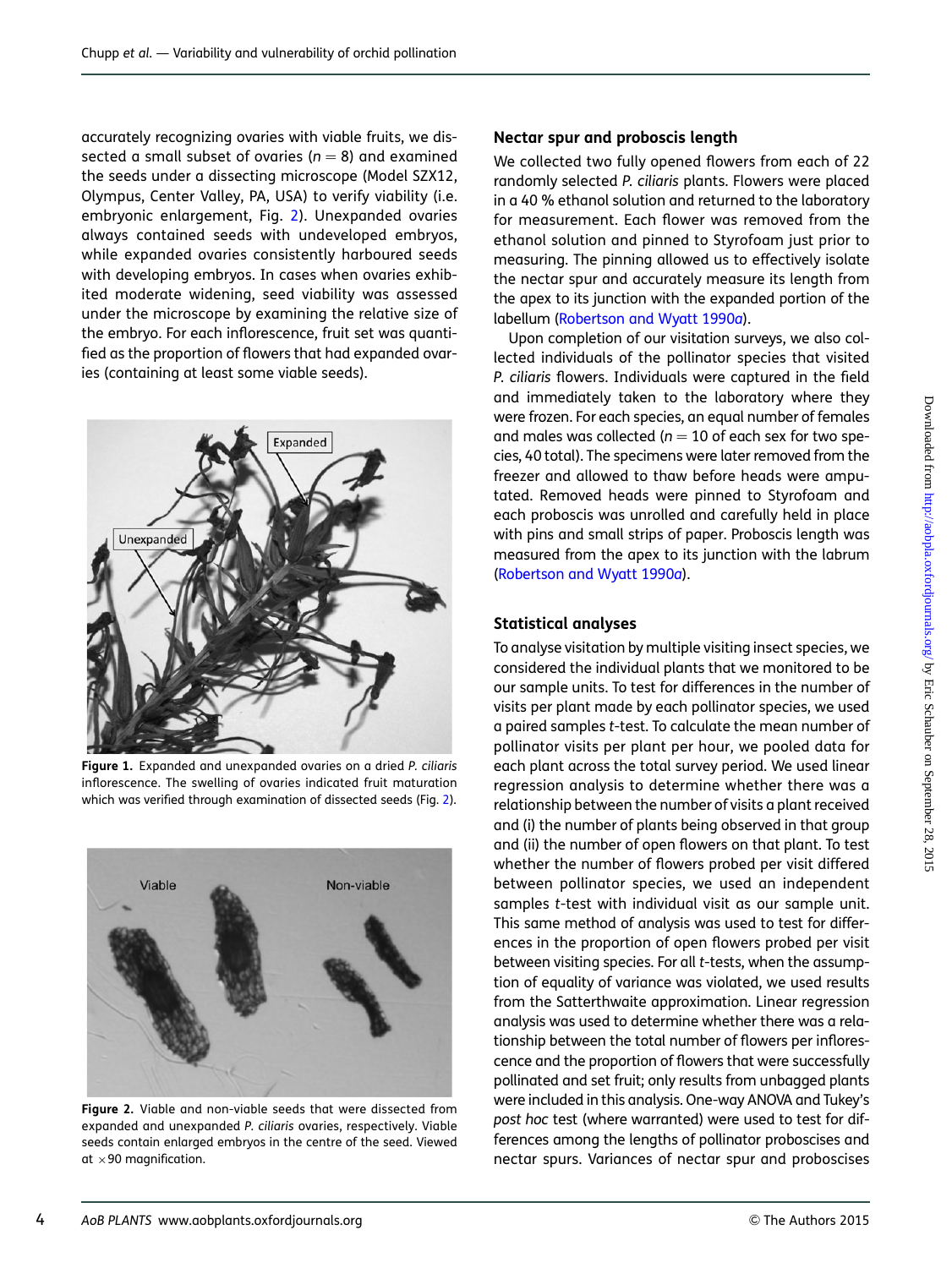accurately recognizing ovaries with viable fruits, we dissected a small subset of ovaries ($n = 8$) and examined the seeds under a dissecting microscope (Model SZX12, Olympus, Center Valley, PA, USA) to verify viability (i.e. embryonic enlargement, Fig. 2). Unexpanded ovaries always contained seeds with undeveloped embryos, while expanded ovaries consistently harboured seeds with developing embryos. In cases when ovaries exhibited moderate widening, seed viability was assessed under the microscope by examining the relative size of the embryo. For each inflorescence, fruit set was quantified as the proportion of flowers that had expanded ovaries (containing at least some viable seeds).

**Figure 1.** Expanded and unexpanded ovaries on a dried *P. ciliaris* inflorescence. The swelling of ovaries indicated fruit maturation which was verified through examination of dissected seeds (Fig. 2).

**Figure 2.** Viable and non-viable seeds that were dissected from expanded and unexpanded *P. ciliaris* ovaries, respectively. Viable seeds contain enlarged embryos in the centre of the seed. Viewed at ×90 magnification.

### Nectar spur and proboscis length

We collected two fully opened flowers from each of 22 randomly selected *P. ciliaris* plants. Flowers were placed in a 40 % ethanol solution and returned to the laboratory for measurement. Each flower was removed from the ethanol solution and pinned to Styrofoam just prior to measuring. The pinning allowed us to effectively isolate the nectar spur and accurately measure its length from the apex to its junction with the expanded portion of the labellum (Robertson and Wyatt 1990a).

Upon completion of our visitation surveys, we also collected individuals of the pollinator species that visited *P. ciliaris* flowers. Individuals were captured in the field and immediately taken to the laboratory where they were frozen. For each species, an equal number of females and males was collected ($n = 10$ of each sex for two species, 40 total). The specimens were later removed from the freezer and allowed to thaw before heads were amputated. Removed heads were pinned to Styrofoam and each proboscis was unrolled and carefully held in place with pins and small strips of paper. Proboscis length was measured from the apex to its junction with the labrum (Robertson and Wyatt 1990a).

### Statistical analyses

To analyse visitation by multiple visiting insect species, we considered the individual plants that we monitored to be our sample units. To test for differences in the number of visits per plant made by each pollinator species, we used a paired samples *t*-test. To calculate the mean number of pollinator visits per plant per hour, we pooled data for each plant across the total survey period. We used linear regression analysis to determine whether there was a relationship between the number of visits a plant received and (i) the number of plants being observed in that group and (ii) the number of open flowers on that plant. To test whether the number of flowers probed per visit differed between pollinator species, we used an independent samples *t*-test with individual visit as our sample unit. This same method of analysis was used to test for differences in the proportion of open flowers probed per visit between visiting species. For all *t*-tests, when the assumption of equality of variance was violated, we used results from the Satterthwaite approximation. Linear regression analysis was used to determine whether there was a relationship between the total number of flowers per inflorescence and the proportion of flowers that were successfully pollinated and set fruit; only results from unbagged plants were included in this analysis. One-way ANOVA and Tukey's *post hoc* test (where warranted) were used to test for differences among the lengths of pollinator proboscises and nectar spurs. Variances of nectar spur and proboscises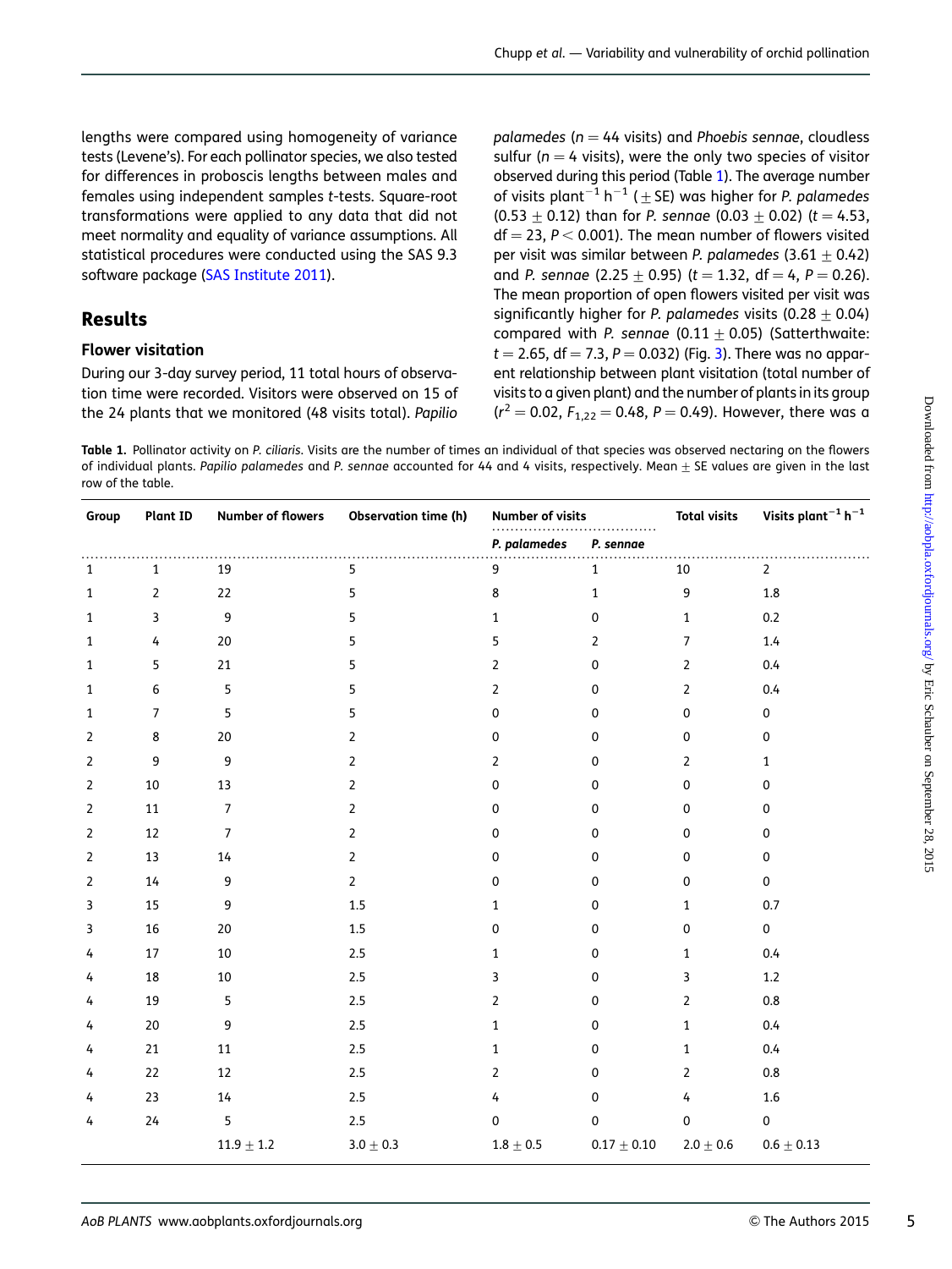lengths were compared using homogeneity of variance tests (Levene's). For each pollinator species, we also tested for differences in proboscis lengths between males and females using independent samples *t*-tests. Square-root transformations were applied to any data that did not meet normality and equality of variance assumptions. All statistical procedures were conducted using the SAS 9.3 software package (SAS Institute 2011).

## Results

### Flower visitation

During our 3-day survey period, 11 total hours of observation time were recorded. Visitors were observed on 15 of the 24 plants that we monitored (48 visits total). *Papilio palamedes* ($n = 44$ visits) and *Phoebis sennae*, cloudless sulfur ($n = 4$ visits), were the only two species of visitor observed during this period (Table 1). The average number of visits plant$^{-1}$ h$^{-1}$ ($\pm$SE) was higher for *P. palamedes* ($0.53 \pm 0.12$) than for *P. sennae* ($0.03 \pm 0.02$) ($t = 4.53$, df = 23, $P < 0.001$). The mean number of flowers visited per visit was similar between *P. palamedes* ($3.61 \pm 0.42$) and *P. sennae* ($2.25 \pm 0.95$) ($t = 1.32$, df = 4, $P = 0.26$). The mean proportion of open flowers visited per visit was significantly higher for *P. palamedes* visits ($0.28 \pm 0.04$) compared with *P. sennae* ($0.11 \pm 0.05$) (Satterthwaite: $t = 2.65$, df = 7.3, $P = 0.032$) (Fig. 3). There was no apparent relationship between plant visitation (total number of visits to a given plant) and the number of plants in its group ($r^2 = 0.02$, $F_{1,22} = 0.48$, $P = 0.49$). However, there was a

**Table 1.** Pollinator activity on *P. ciliaris*. Visits are the number of times an individual of that species was observed nectaring on the flowers of individual plants. *Papilio palamedes* and *P. sennae* accounted for 44 and 4 visits, respectively. Mean $\pm$ SE values are given in the last row of the table.

| Group | Plant ID | Number of flowers | Observation time (h) | Number of visits | | Total visits | Visits plant$^{-1}$ h$^{-1}$ |
|---|---|---|---|---|---|---|---|
| | | | | *P. palamedes* | *P. sennae* | | |
| 1 | 1 | 19 | 5 | 9 | 1 | 10 | 2 |
| 1 | 2 | 22 | 5 | 8 | 1 | 9 | 1.8 |
| 1 | 3 | 9 | 5 | 1 | 0 | 1 | 0.2 |
| 1 | 4 | 20 | 5 | 5 | 2 | 7 | 1.4 |
| 1 | 5 | 21 | 5 | 2 | 0 | 2 | 0.4 |
| 1 | 6 | 5 | 5 | 2 | 0 | 2 | 0.4 |
| 1 | 7 | 5 | 5 | 0 | 0 | 0 | 0 |
| 2 | 8 | 20 | 2 | 0 | 0 | 0 | 0 |
| 2 | 9 | 9 | 2 | 2 | 0 | 2 | 1 |
| 2 | 10 | 13 | 2 | 0 | 0 | 0 | 0 |
| 2 | 11 | 7 | 2 | 0 | 0 | 0 | 0 |
| 2 | 12 | 7 | 2 | 0 | 0 | 0 | 0 |
| 2 | 13 | 14 | 2 | 0 | 0 | 0 | 0 |
| 2 | 14 | 9 | 2 | 0 | 0 | 0 | 0 |
| 3 | 15 | 9 | 1.5 | 1 | 0 | 1 | 0.7 |
| 3 | 16 | 20 | 1.5 | 0 | 0 | 0 | 0 |
| 4 | 17 | 10 | 2.5 | 1 | 0 | 1 | 0.4 |
| 4 | 18 | 10 | 2.5 | 3 | 0 | 3 | 1.2 |
| 4 | 19 | 5 | 2.5 | 2 | 0 | 2 | 0.8 |
| 4 | 20 | 9 | 2.5 | 1 | 0 | 1 | 0.4 |
| 4 | 21 | 11 | 2.5 | 1 | 0 | 1 | 0.4 |
| 4 | 22 | 12 | 2.5 | 2 | 0 | 2 | 0.8 |
| 4 | 23 | 14 | 2.5 | 4 | 0 | 4 | 1.6 |
| 4 | 24 | 5 | 2.5 | 0 | 0 | 0 | 0 |
| | | $11.9 \pm 1.2$ | $3.0 \pm 0.3$ | $1.8 \pm 0.5$ | $0.17 \pm 0.10$ | $2.0 \pm 0.6$ | $0.6 \pm 0.13$ |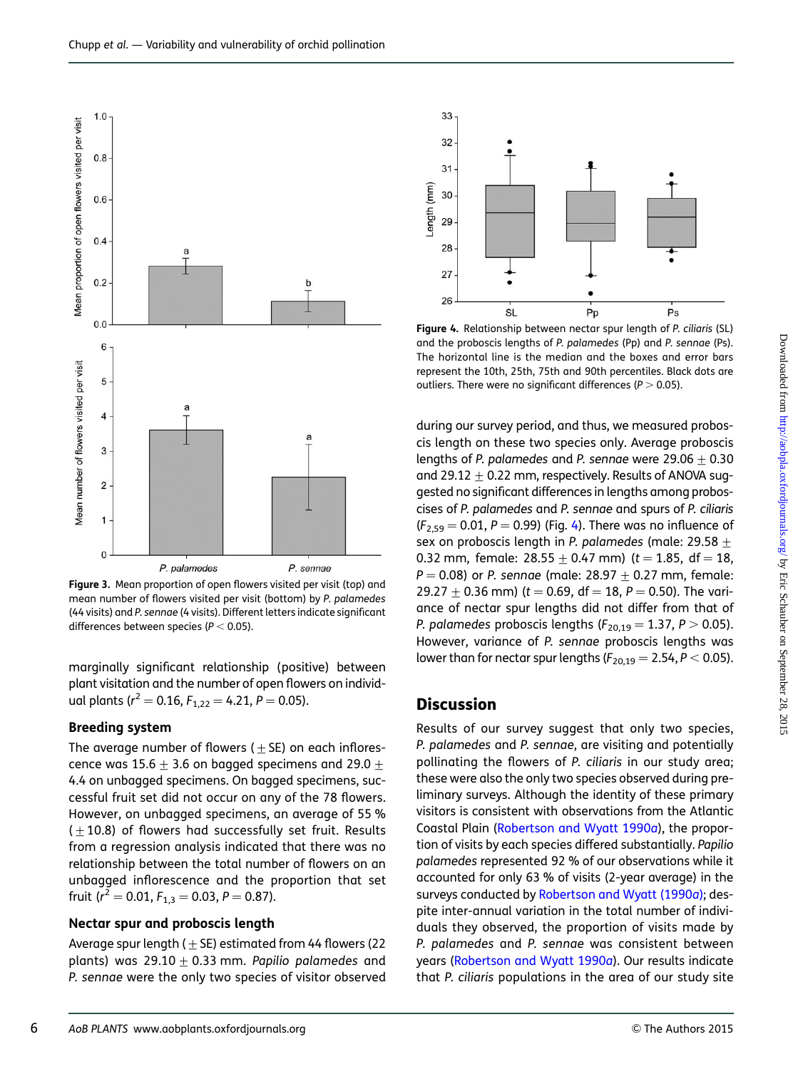Figure 3. Mean proportion of open flowers visited per visit (top) and mean number of flowers visited per visit (bottom) by *P. palamedes* (44 visits) and *P. sennae* (4 visits). Different letters indicate significant differences between species ($P < 0.05$).

Figure 4. Relationship between nectar spur length of *P. ciliaris* (SL) and the proboscis lengths of *P. palamedes* (Pp) and *P. sennae* (Ps). The horizontal line is the median and the boxes and error bars represent the 10th, 25th, 75th and 90th percentiles. Black dots are outliers. There were no significant differences ($P > 0.05$).

marginally significant relationship (positive) between plant visitation and the number of open flowers on individual plants ($r^2 = 0.16$, $F_{1,22} = 4.21$, $P = 0.05$).

### Breeding system

The average number of flowers ($\pm$ SE) on each inflorescence was $15.6 \pm 3.6$ on bagged specimens and $29.0 \pm 4.4$ on unbagged specimens. On bagged specimens, successful fruit set did not occur on any of the 78 flowers. However, on unbagged specimens, an average of 55 % ($\pm 10.8$) of flowers had successfully set fruit. Results from a regression analysis indicated that there was no relationship between the total number of flowers on an unbagged inflorescence and the proportion that set fruit ($r^2 = 0.01$, $F_{1,3} = 0.03$, $P = 0.87$).

### Nectar spur and proboscis length

Average spur length ($\pm$ SE) estimated from 44 flowers (22 plants) was $29.10 \pm 0.33$ mm. *Papilio palamedes* and *P. sennae* were the only two species of visitor observed during our survey period, and thus, we measured proboscis length on these two species only. Average proboscis lengths of *P. palamedes* and *P. sennae* were $29.06 \pm 0.30$ and $29.12 \pm 0.22$ mm, respectively. Results of ANOVA suggested no significant differences in lengths among proboscises of *P. palamedes* and *P. sennae* and spurs of *P. ciliaris* ($F_{2,59} = 0.01$, $P = 0.99$) (Fig. 4). There was no influence of sex on proboscis length in *P. palamedes* (male: $29.58 \pm 0.32$ mm, female: $28.55 \pm 0.47$ mm) ($t = 1.85$, df $= 18$, $P = 0.08$) or *P. sennae* (male: $28.97 \pm 0.27$ mm, female: $29.27 \pm 0.36$ mm) ($t = 0.69$, df $= 18$, $P = 0.50$). The variance of nectar spur lengths did not differ from that of *P. palamedes* proboscis lengths ($F_{20,19} = 1.37$, $P > 0.05$). However, variance of *P. sennae* proboscis lengths was lower than for nectar spur lengths ($F_{20,19} = 2.54$, $P < 0.05$).

## Discussion

Results of our survey suggest that only two species, *P. palamedes* and *P. sennae*, are visiting and potentially pollinating the flowers of *P. ciliaris* in our study area; these were also the only two species observed during preliminary surveys. Although the identity of these primary visitors is consistent with observations from the Atlantic Coastal Plain (Robertson and Wyatt 1990*a*), the proportion of visits by each species differed substantially. *Papilio palamedes* represented 92 % of our observations while it accounted for only 63 % of visits (2-year average) in the surveys conducted by Robertson and Wyatt (1990*a*); despite inter-annual variation in the total number of individuals they observed, the proportion of visits made by *P. palamedes* and *P. sennae* was consistent between years (Robertson and Wyatt 1990*a*). Our results indicate that *P. ciliaris* populations in the area of our study site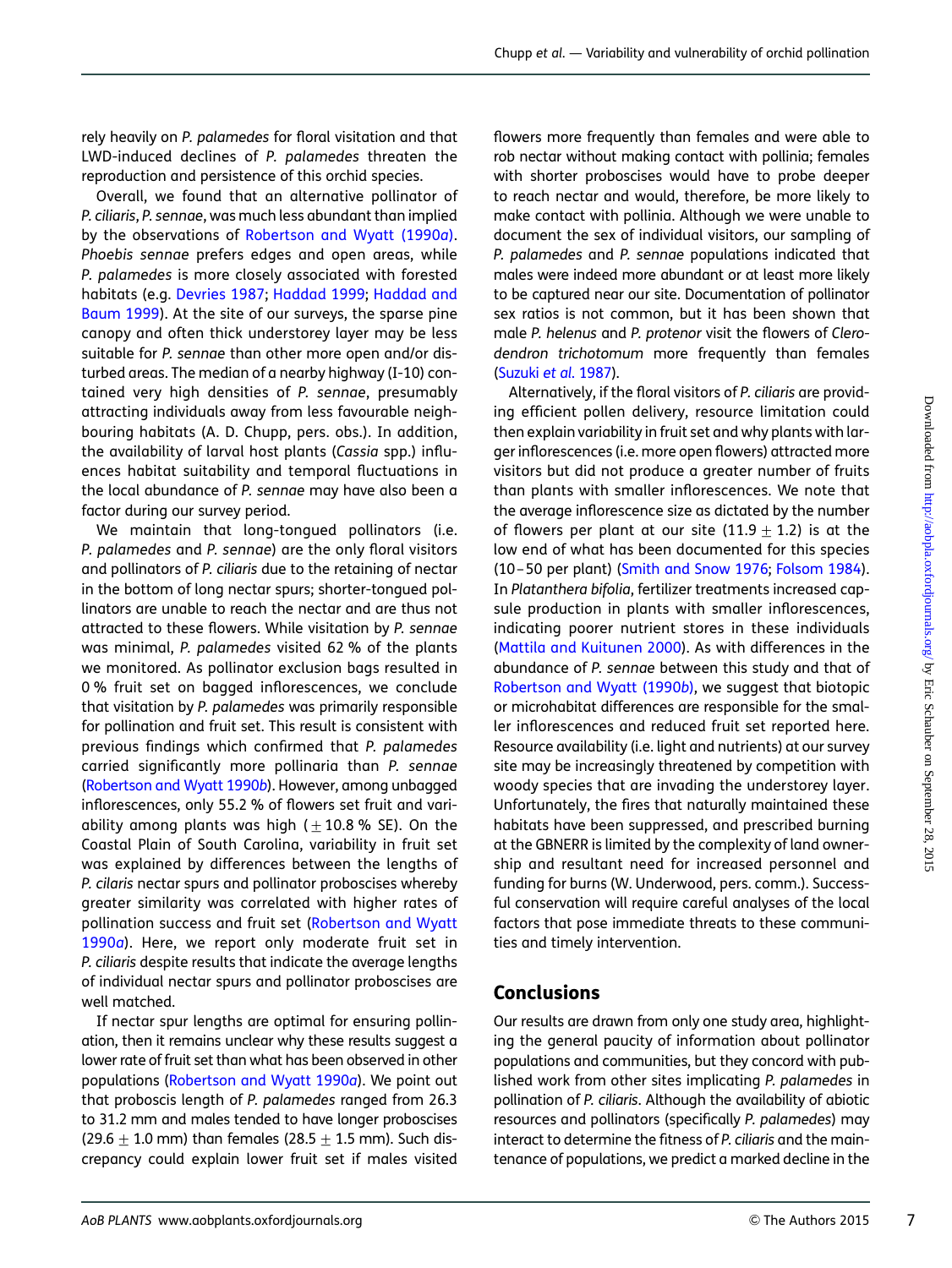rely heavily on *P. palamedes* for floral visitation and that LWD-induced declines of *P. palamedes* threaten the reproduction and persistence of this orchid species.

Overall, we found that an alternative pollinator of *P. ciliaris*, *P. sennae*, was much less abundant than implied by the observations of Robertson and Wyatt (1990*a*). *Phoebis sennae* prefers edges and open areas, while *P. palamedes* is more closely associated with forested habitats (e.g. Devries 1987; Haddad 1999; Haddad and Baum 1999). At the site of our surveys, the sparse pine canopy and often thick understorey layer may be less suitable for *P. sennae* than other more open and/or disturbed areas. The median of a nearby highway (I-10) contained very high densities of *P. sennae*, presumably attracting individuals away from less favourable neighbouring habitats (A. D. Chupp, pers. obs.). In addition, the availability of larval host plants (*Cassia* spp.) influences habitat suitability and temporal fluctuations in the local abundance of *P. sennae* may have also been a factor during our survey period.

We maintain that long-tongued pollinators (i.e. *P. palamedes* and *P. sennae*) are the only floral visitors and pollinators of *P. ciliaris* due to the retaining of nectar in the bottom of long nectar spurs; shorter-tongued pollinators are unable to reach the nectar and are thus not attracted to these flowers. While visitation by *P. sennae* was minimal, *P. palamedes* visited 62 % of the plants we monitored. As pollinator exclusion bags resulted in 0 % fruit set on bagged inflorescences, we conclude that visitation by *P. palamedes* was primarily responsible for pollination and fruit set. This result is consistent with previous findings which confirmed that *P. palamedes* carried significantly more pollinaria than *P. sennae* (Robertson and Wyatt 1990*b*). However, among unbagged inflorescences, only 55.2 % of flowers set fruit and variability among plants was high ($\pm$10.8 % SE). On the Coastal Plain of South Carolina, variability in fruit set was explained by differences between the lengths of *P. cilaris* nectar spurs and pollinator proboscises whereby greater similarity was correlated with higher rates of pollination success and fruit set (Robertson and Wyatt 1990*a*). Here, we report only moderate fruit set in *P. ciliaris* despite results that indicate the average lengths of individual nectar spurs and pollinator proboscises are well matched.

If nectar spur lengths are optimal for ensuring pollination, then it remains unclear why these results suggest a lower rate of fruit set than what has been observed in other populations (Robertson and Wyatt 1990*a*). We point out that proboscis length of *P. palamedes* ranged from 26.3 to 31.2 mm and males tended to have longer proboscises (29.6 $\pm$ 1.0 mm) than females (28.5 $\pm$ 1.5 mm). Such discrepancy could explain lower fruit set if males visited flowers more frequently than females and were able to rob nectar without making contact with pollinia; females with shorter proboscises would have to probe deeper to reach nectar and would, therefore, be more likely to make contact with pollinia. Although we were unable to document the sex of individual visitors, our sampling of *P. palamedes* and *P. sennae* populations indicated that males were indeed more abundant or at least more likely to be captured near our site. Documentation of pollinator sex ratios is not common, but it has been shown that male *P. helenus* and *P. protenor* visit the flowers of *Clerodendron trichotomum* more frequently than females (Suzuki *et al.* 1987).

Alternatively, if the floral visitors of *P. ciliaris* are providing efficient pollen delivery, resource limitation could then explain variability in fruit set and why plants with larger inflorescences (i.e. more open flowers) attracted more visitors but did not produce a greater number of fruits than plants with smaller inflorescences. We note that the average inflorescence size as dictated by the number of flowers per plant at our site (11.9 $\pm$ 1.2) is at the low end of what has been documented for this species (10–50 per plant) (Smith and Snow 1976; Folsom 1984). In *Platanthera bifolia*, fertilizer treatments increased capsule production in plants with smaller inflorescences, indicating poorer nutrient stores in these individuals (Mattila and Kuitunen 2000). As with differences in the abundance of *P. sennae* between this study and that of Robertson and Wyatt (1990*b*), we suggest that biotopic or microhabitat differences are responsible for the smaller inflorescences and reduced fruit set reported here. Resource availability (i.e. light and nutrients) at our survey site may be increasingly threatened by competition with woody species that are invading the understorey layer. Unfortunately, the fires that naturally maintained these habitats have been suppressed, and prescribed burning at the GBNERR is limited by the complexity of land ownership and resultant need for increased personnel and funding for burns (W. Underwood, pers. comm.). Successful conservation will require careful analyses of the local factors that pose immediate threats to these communities and timely intervention.

## Conclusions

Our results are drawn from only one study area, highlighting the general paucity of information about pollinator populations and communities, but they concord with published work from other sites implicating *P. palamedes* in pollination of *P. ciliaris*. Although the availability of abiotic resources and pollinators (specifically *P. palamedes*) may interact to determine the fitness of *P. ciliaris* and the maintenance of populations, we predict a marked decline in the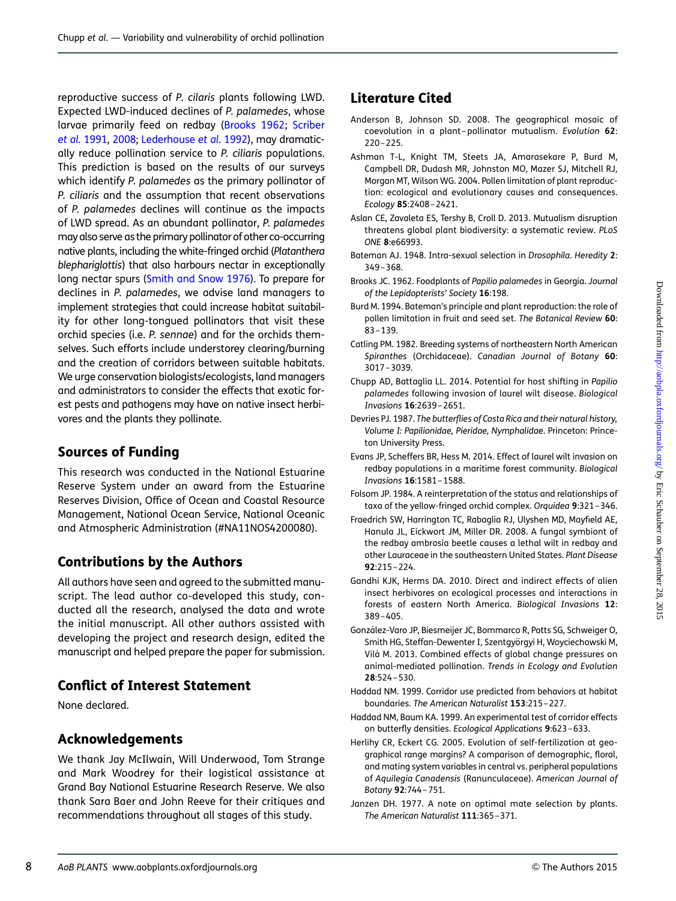reproductive success of *P. cilaris* plants following LWD. Expected LWD-induced declines of *P. palamedes*, whose larvae primarily feed on redbay (Brooks 1962; Scriber *et al.* 1991, 2008; Lederhouse *et al.* 1992), may dramatically reduce pollination service to *P. ciliaris* populations. This prediction is based on the results of our surveys which identify *P. palamedes* as the primary pollinator of *P. ciliaris* and the assumption that recent observations of *P. palamedes* declines will continue as the impacts of LWD spread. As an abundant pollinator, *P. palamedes* may also serve as the primary pollinator of other co-occurring native plants, including the white-fringed orchid (*Platanthera blephariglottis*) that also harbours nectar in exceptionally long nectar spurs (Smith and Snow 1976). To prepare for declines in *P. palamedes*, we advise land managers to implement strategies that could increase habitat suitability for other long-tongued pollinators that visit these orchid species (i.e. *P. sennae*) and for the orchids themselves. Such efforts include understorey clearing/burning and the creation of corridors between suitable habitats. We urge conservation biologists/ecologists, land managers and administrators to consider the effects that exotic forest pests and pathogens may have on native insect herbivores and the plants they pollinate.

## Sources of Funding

This research was conducted in the National Estuarine Reserve System under an award from the Estuarine Reserves Division, Office of Ocean and Coastal Resource Management, National Ocean Service, National Oceanic and Atmospheric Administration (#NA11NOS4200080).

## Contributions by the Authors

All authors have seen and agreed to the submitted manuscript. The lead author co-developed this study, conducted all the research, analysed the data and wrote the initial manuscript. All other authors assisted with developing the project and research design, edited the manuscript and helped prepare the paper for submission.

## Conflict of Interest Statement

None declared.

## Acknowledgements

We thank Jay McIlwain, Will Underwood, Tom Strange and Mark Woodrey for their logistical assistance at Grand Bay National Estuarine Research Reserve. We also thank Sara Baer and John Reeve for their critiques and recommendations throughout all stages of this study.

## Literature Cited

Anderson B, Johnson SD. 2008. The geographical mosaic of coevolution in a plant–pollinator mutualism. *Evolution* **62**: 220–225.

Ashman T-L, Knight TM, Steets JA, Amarasekare P, Burd M, Campbell DR, Dudash MR, Johnston MO, Mazer SJ, Mitchell RJ, Morgan MT, Wilson WG. 2004. Pollen limitation of plant reproduction: ecological and evolutionary causes and consequences. *Ecology* **85**:2408–2421.

Aslan CE, Zavaleta ES, Tershy B, Croll D. 2013. Mutualism disruption threatens global plant biodiversity: a systematic review. *PLoS ONE* **8**:e66993.

Bateman AJ. 1948. Intra-sexual selection in *Drosophila*. *Heredity* **2**: 349–368.

Brooks JC. 1962. Foodplants of *Papilio palamedes* in Georgia. *Journal of the Lepidopterists' Society* **16**:198.

Burd M. 1994. Bateman's principle and plant reproduction: the role of pollen limitation in fruit and seed set. *The Botanical Review* **60**: 83–139.

Catling PM. 1982. Breeding systems of northeastern North American *Spiranthes* (Orchidaceae). *Canadian Journal of Botany* **60**: 3017–3039.

Chupp AD, Battaglia LL. 2014. Potential for host shifting in *Papilio palamedes* following invasion of laurel wilt disease. *Biological Invasions* **16**:2639–2651.

Devries PJ. 1987. *The butterflies of Costa Rica and their natural history, Volume I: Papilionidae, Pieridae, Nymphalidae*. Princeton: Princeton University Press.

Evans JP, Scheffers BR, Hess M. 2014. Effect of laurel wilt invasion on redbay populations in a maritime forest community. *Biological Invasions* **16**:1581–1588.

Folsom JP. 1984. A reinterpretation of the status and relationships of taxa of the yellow-fringed orchid complex. *Orquidea* **9**:321–346.

Fraedrich SW, Harrington TC, Rabaglia RJ, Ulyshen MD, Mayfield AE, Hanula JL, Eickwort JM, Miller DR. 2008. A fungal symbiont of the redbay ambrosia beetle causes a lethal wilt in redbay and other Lauraceae in the southeastern United States. *Plant Disease* **92**:215–224.

Gandhi KJK, Herms DA. 2010. Direct and indirect effects of alien insect herbivores on ecological processes and interactions in forests of eastern North America. *Biological Invasions* **12**: 389–405.

González-Varo JP, Biesmeijer JC, Bommarco R, Potts SG, Schweiger O, Smith HG, Steffan-Dewenter I, Szentgyörgyi H, Woyciechowski M, Vilà M. 2013. Combined effects of global change pressures on animal-mediated pollination. *Trends in Ecology and Evolution* **28**:524–530.

Haddad NM. 1999. Corridor use predicted from behaviors at habitat boundaries. *The American Naturalist* **153**:215–227.

Haddad NM, Baum KA. 1999. An experimental test of corridor effects on butterfly densities. *Ecological Applications* **9**:623–633.

Herlihy CR, Eckert CG. 2005. Evolution of self-fertilization at geographical range margins? A comparison of demographic, floral, and mating system variables in central vs. peripheral populations of *Aquilegia Canadensis* (Ranunculaceae). *American Journal of Botany* **92**:744–751.

Janzen DH. 1977. A note on optimal mate selection by plants. *The American Naturalist* **111**:365–371.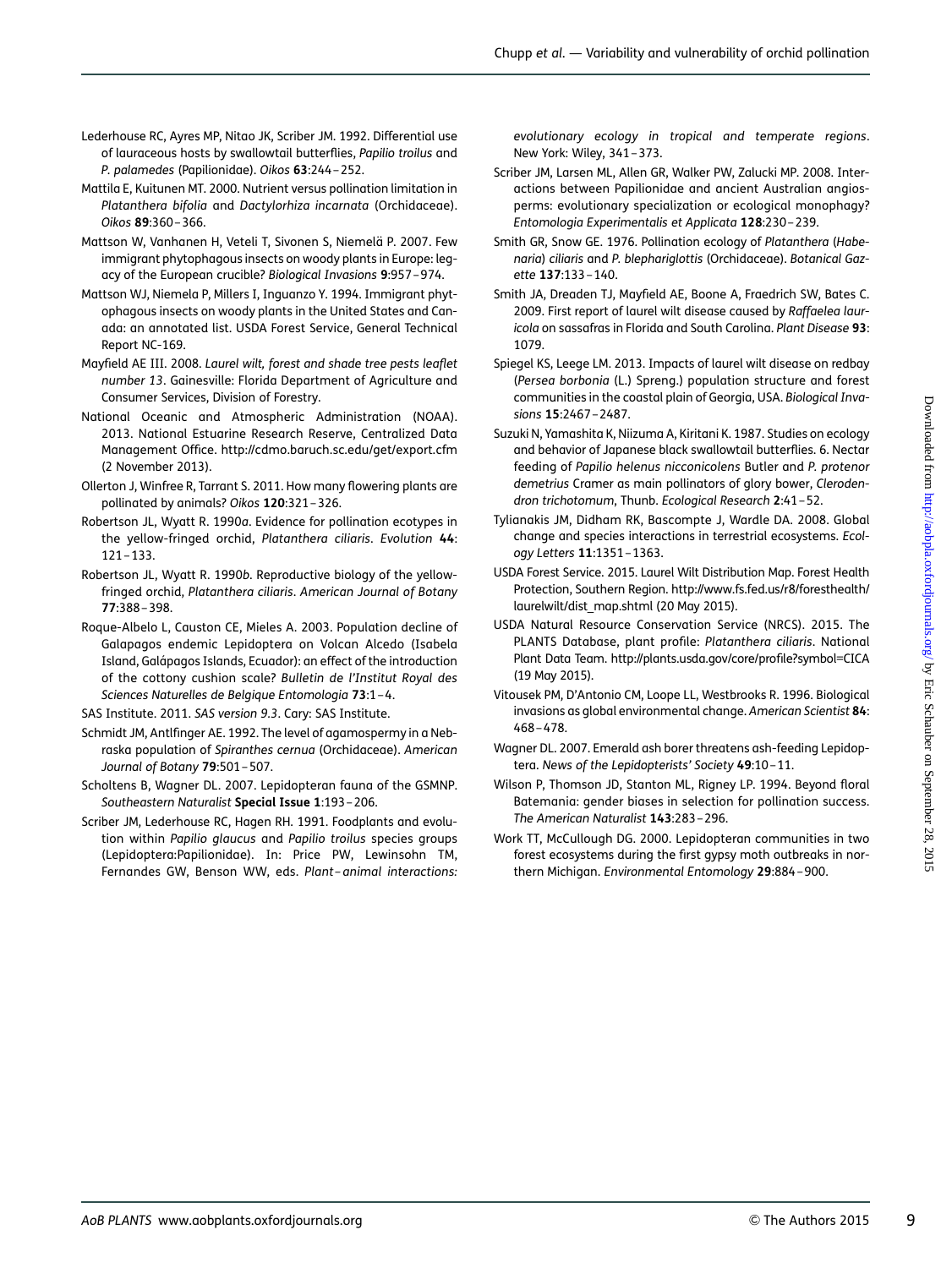Lederhouse RC, Ayres MP, Nitao JK, Scriber JM. 1992. Differential use of lauraceous hosts by swallowtail butterflies, *Papilio troilus* and *P. palamedes* (Papilionidae). *Oikos* **63**:244–252.

Mattila E, Kuitunen MT. 2000. Nutrient versus pollination limitation in *Platanthera bifolia* and *Dactylorhiza incarnata* (Orchidaceae). *Oikos* **89**:360–366.

Mattson W, Vanhanen H, Veteli T, Sivonen S, Niemelä P. 2007. Few immigrant phytophagous insects on woody plants in Europe: legacy of the European crucible? *Biological Invasions* **9**:957–974.

Mattson WJ, Niemela P, Millers I, Inguanzo Y. 1994. Immigrant phytophagous insects on woody plants in the United States and Canada: an annotated list. USDA Forest Service, General Technical Report NC-169.

Mayfield AE III. 2008. *Laurel wilt, forest and shade tree pests leaflet number 13*. Gainesville: Florida Department of Agriculture and Consumer Services, Division of Forestry.

National Oceanic and Atmospheric Administration (NOAA). 2013. National Estuarine Research Reserve, Centralized Data Management Office. http://cdmo.baruch.sc.edu/get/export.cfm (2 November 2013).

Ollerton J, Winfree R, Tarrant S. 2011. How many flowering plants are pollinated by animals? *Oikos* **120**:321–326.

Robertson JL, Wyatt R. 1990*a*. Evidence for pollination ecotypes in the yellow-fringed orchid, *Platanthera ciliaris*. *Evolution* **44**: 121–133.

Robertson JL, Wyatt R. 1990*b*. Reproductive biology of the yellow-fringed orchid, *Platanthera ciliaris*. *American Journal of Botany* **77**:388–398.

Roque-Albelo L, Causton CE, Mieles A. 2003. Population decline of Galapagos endemic Lepidoptera on Volcan Alcedo (Isabela Island, Galápagos Islands, Ecuador): an effect of the introduction of the cottony cushion scale? *Bulletin de l'Institut Royal des Sciences Naturelles de Belgique Entomologia* **73**:1–4.

SAS Institute. 2011. *SAS version 9.3*. Cary: SAS Institute.

Schmidt JM, Antlfinger AE. 1992. The level of agamospermy in a Nebraska population of *Spiranthes cernua* (Orchidaceae). *American Journal of Botany* **79**:501–507.

Scholtens B, Wagner DL. 2007. Lepidopteran fauna of the GSMNP. *Southeastern Naturalist* **Special Issue 1**:193–206.

Scriber JM, Lederhouse RC, Hagen RH. 1991. Foodplants and evolution within *Papilio glaucus* and *Papilio troilus* species groups (Lepidoptera:Papilionidae). In: Price PW, Lewinsohn TM, Fernandes GW, Benson WW, eds. *Plant–animal interactions: evolutionary ecology in tropical and temperate regions*. New York: Wiley, 341–373.

Scriber JM, Larsen ML, Allen GR, Walker PW, Zalucki MP. 2008. Interactions between Papilionidae and ancient Australian angiosperms: evolutionary specialization or ecological monophagy? *Entomologia Experimentalis et Applicata* **128**:230–239.

Smith GR, Snow GE. 1976. Pollination ecology of *Platanthera* (*Habenaria*) *ciliaris* and *P. blephariglottis* (Orchidaceae). *Botanical Gazette* **137**:133–140.

Smith JA, Dreaden TJ, Mayfield AE, Boone A, Fraedrich SW, Bates C. 2009. First report of laurel wilt disease caused by *Raffaelea lauricola* on sassafras in Florida and South Carolina. *Plant Disease* **93**: 1079.

Spiegel KS, Leege LM. 2013. Impacts of laurel wilt disease on redbay (*Persea borbonia* (L.) Spreng.) population structure and forest communities in the coastal plain of Georgia, USA. *Biological Invasions* **15**:2467–2487.

Suzuki N, Yamashita K, Niizuma A, Kiritani K. 1987. Studies on ecology and behavior of Japanese black swallowtail butterflies. 6. Nectar feeding of *Papilio helenus nicconicolens* Butler and *P. protenor demetrius* Cramer as main pollinators of glory bower, *Clerodendron trichotomum*, Thunb. *Ecological Research* **2**:41–52.

Tylianakis JM, Didham RK, Bascompte J, Wardle DA. 2008. Global change and species interactions in terrestrial ecosystems. *Ecology Letters* **11**:1351–1363.

USDA Forest Service. 2015. Laurel Wilt Distribution Map. Forest Health Protection, Southern Region. http://www.fs.fed.us/r8/foresthealth/laurelwilt/dist_map.shtml (20 May 2015).

USDA Natural Resource Conservation Service (NRCS). 2015. The PLANTS Database, plant profile: *Platanthera ciliaris*. National Plant Data Team. http://plants.usda.gov/core/profile?symbol=CICA (19 May 2015).

Vitousek PM, D'Antonio CM, Loope LL, Westbrooks R. 1996. Biological invasions as global environmental change. *American Scientist* **84**: 468–478.

Wagner DL. 2007. Emerald ash borer threatens ash-feeding Lepidoptera. *News of the Lepidopterists' Society* **49**:10–11.

Wilson P, Thomson JD, Stanton ML, Rigney LP. 1994. Beyond floral Batemania: gender biases in selection for pollination success. *The American Naturalist* **143**:283–296.

Work TT, McCullough DG. 2000. Lepidopteran communities in two forest ecosystems during the first gypsy moth outbreaks in northern Michigan. *Environmental Entomology* **29**:884–900.